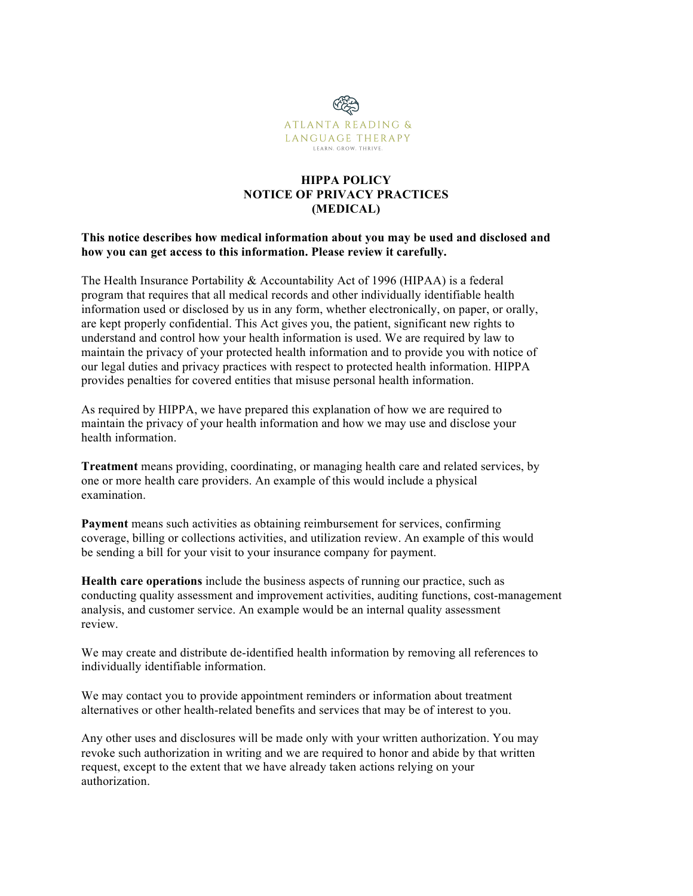ATLANTA READING & LANGUAGE THERAPY

LEARN. GROW. THRIVE.

# HIPPA POLICY
# NOTICE OF PRIVACY PRACTICES
# (MEDICAL)

**This notice describes how medical information about you may be used and disclosed and how you can get access to this information. Please review it carefully.**

The Health Insurance Portability & Accountability Act of 1996 (HIPAA) is a federal program that requires that all medical records and other individually identifiable health information used or disclosed by us in any form, whether electronically, on paper, or orally, are kept properly confidential. This Act gives you, the patient, significant new rights to understand and control how your health information is used. We are required by law to maintain the privacy of your protected health information and to provide you with notice of our legal duties and privacy practices with respect to protected health information. HIPPA provides penalties for covered entities that misuse personal health information.

As required by HIPPA, we have prepared this explanation of how we are required to maintain the privacy of your health information and how we may use and disclose your health information.

**Treatment** means providing, coordinating, or managing health care and related services, by one or more health care providers. An example of this would include a physical examination.

**Payment** means such activities as obtaining reimbursement for services, confirming coverage, billing or collections activities, and utilization review. An example of this would be sending a bill for your visit to your insurance company for payment.

**Health care operations** include the business aspects of running our practice, such as conducting quality assessment and improvement activities, auditing functions, cost-management analysis, and customer service. An example would be an internal quality assessment review.

We may create and distribute de-identified health information by removing all references to individually identifiable information.

We may contact you to provide appointment reminders or information about treatment alternatives or other health-related benefits and services that may be of interest to you.

Any other uses and disclosures will be made only with your written authorization. You may revoke such authorization in writing and we are required to honor and abide by that written request, except to the extent that we have already taken actions relying on your authorization.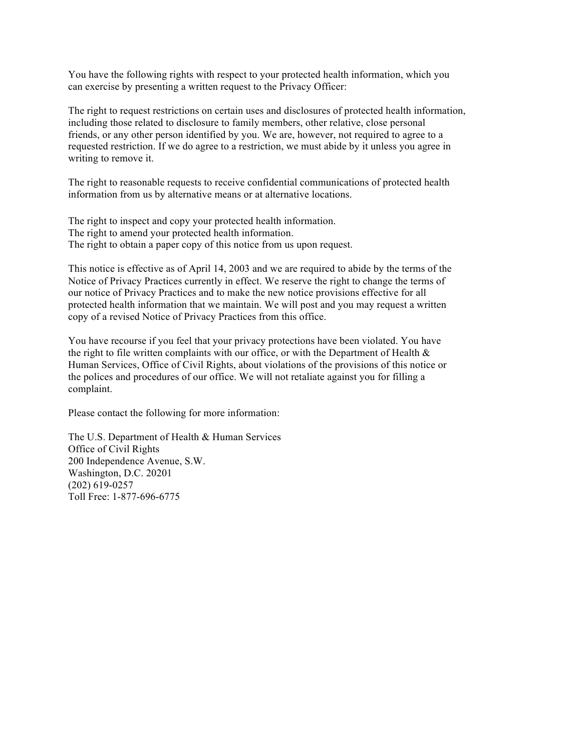You have the following rights with respect to your protected health information, which you can exercise by presenting a written request to the Privacy Officer:

The right to request restrictions on certain uses and disclosures of protected health information, including those related to disclosure to family members, other relative, close personal friends, or any other person identified by you. We are, however, not required to agree to a requested restriction. If we do agree to a restriction, we must abide by it unless you agree in writing to remove it.

The right to reasonable requests to receive confidential communications of protected health information from us by alternative means or at alternative locations.

The right to inspect and copy your protected health information.
The right to amend your protected health information.
The right to obtain a paper copy of this notice from us upon request.

This notice is effective as of April 14, 2003 and we are required to abide by the terms of the Notice of Privacy Practices currently in effect. We reserve the right to change the terms of our notice of Privacy Practices and to make the new notice provisions effective for all protected health information that we maintain. We will post and you may request a written copy of a revised Notice of Privacy Practices from this office.

You have recourse if you feel that your privacy protections have been violated. You have the right to file written complaints with our office, or with the Department of Health & Human Services, Office of Civil Rights, about violations of the provisions of this notice or the polices and procedures of our office. We will not retaliate against you for filling a complaint.

Please contact the following for more information:

The U.S. Department of Health & Human Services
Office of Civil Rights
200 Independence Avenue, S.W.
Washington, D.C. 20201
(202) 619-0257
Toll Free: 1-877-696-6775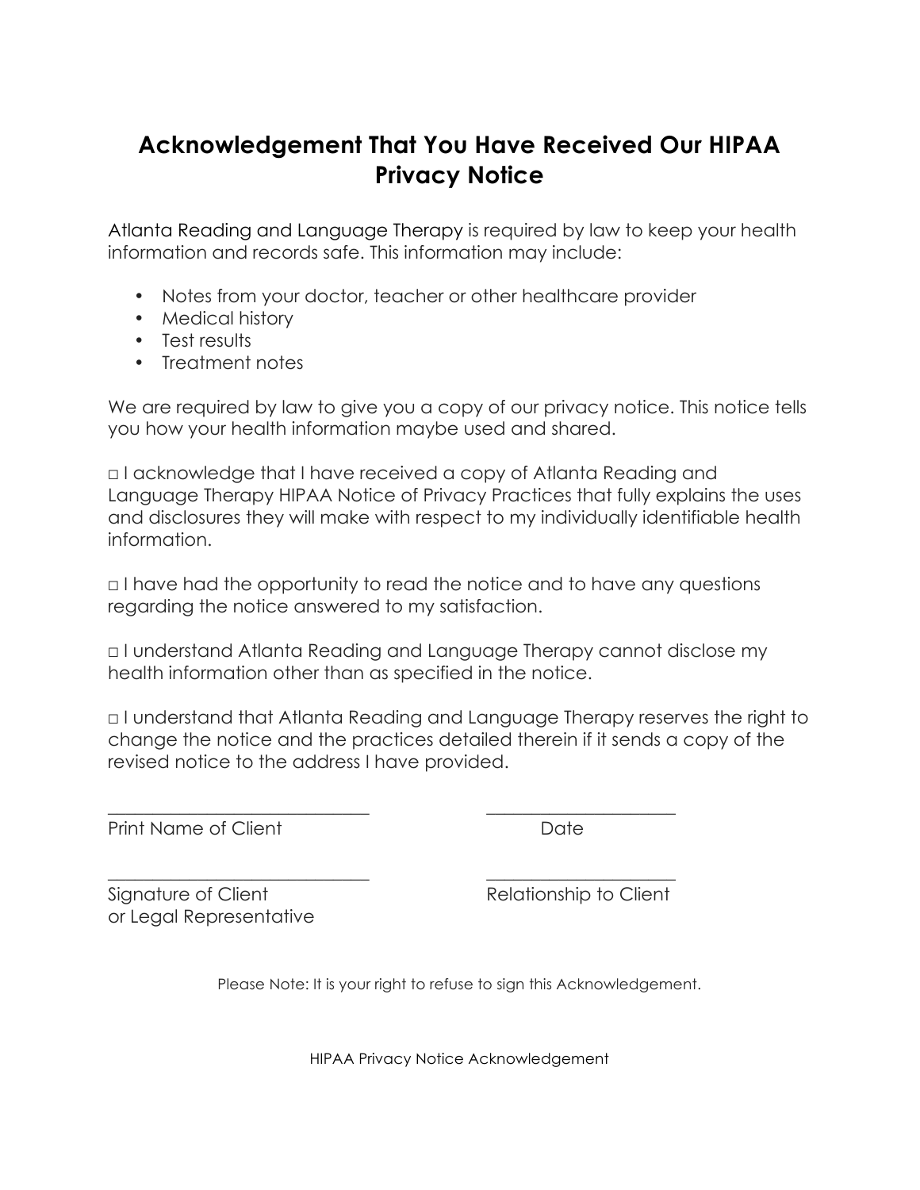# Acknowledgement That You Have Received Our HIPAA Privacy Notice

Atlanta Reading and Language Therapy is required by law to keep your health information and records safe. This information may include:

- Notes from your doctor, teacher or other healthcare provider
- Medical history
- Test results
- Treatment notes

We are required by law to give you a copy of our privacy notice. This notice tells you how your health information maybe used and shared.

□ I acknowledge that I have received a copy of Atlanta Reading and Language Therapy HIPAA Notice of Privacy Practices that fully explains the uses and disclosures they will make with respect to my individually identifiable health information.

□ I have had the opportunity to read the notice and to have any questions regarding the notice answered to my satisfaction.

□ I understand Atlanta Reading and Language Therapy cannot disclose my health information other than as specified in the notice.

□ I understand that Atlanta Reading and Language Therapy reserves the right to change the notice and the practices detailed therein if it sends a copy of the revised notice to the address I have provided.

\_\_\_\_\_\_\_\_\_\_\_\_\_\_\_\_\_\_\_\_\_\_\_\_\_\_\_\_\_\_ \_\_\_\_\_\_\_\_\_\_\_\_\_\_\_\_\_\_\_\_\_\_

Print Name of Client Date

\_\_\_\_\_\_\_\_\_\_\_\_\_\_\_\_\_\_\_\_\_\_\_\_\_\_\_\_\_\_ \_\_\_\_\_\_\_\_\_\_\_\_\_\_\_\_\_\_\_\_\_\_

Signature of Client or Legal Representative Relationship to Client

Please Note: It is your right to refuse to sign this Acknowledgement.

HIPAA Privacy Notice Acknowledgement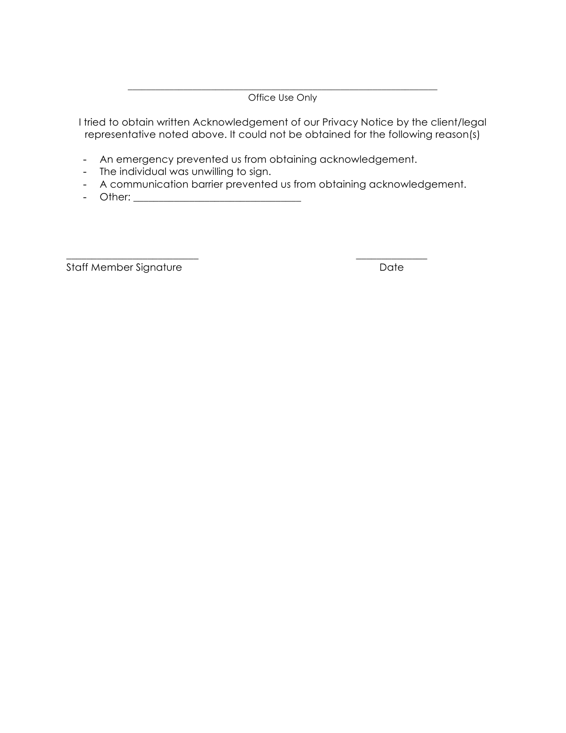______________________________________________________________

Office Use Only

I tried to obtain written Acknowledgement of our Privacy Notice by the client/legal representative noted above. It could not be obtained for the following reason(s)

- An emergency prevented us from obtaining acknowledgement.
- The individual was unwilling to sign.
- A communication barrier prevented us from obtaining acknowledgement.
- Other: ________________________________

__________________________ Staff Member Signature

______________ Date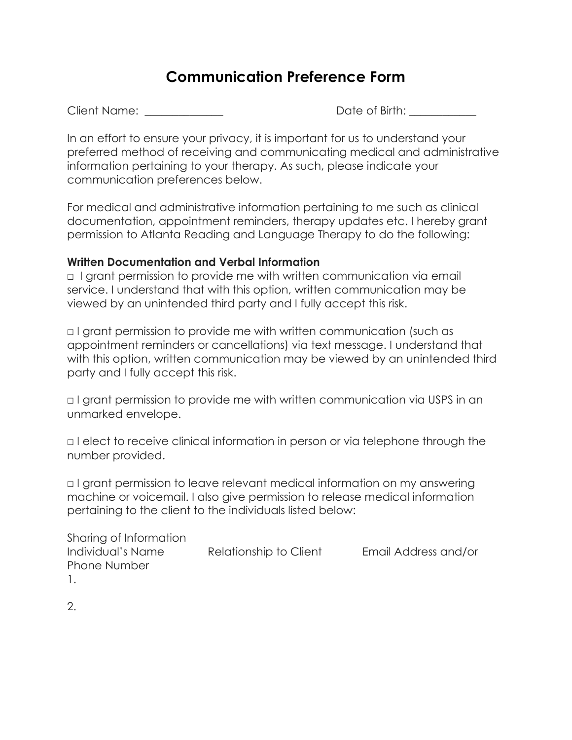# Communication Preference Form

Client Name: ______________ Date of Birth: ____________

In an effort to ensure your privacy, it is important for us to understand your preferred method of receiving and communicating medical and administrative information pertaining to your therapy. As such, please indicate your communication preferences below.

For medical and administrative information pertaining to me such as clinical documentation, appointment reminders, therapy updates etc. I hereby grant permission to Atlanta Reading and Language Therapy to do the following:

**Written Documentation and Verbal Information**

□ I grant permission to provide me with written communication via email service. I understand that with this option, written communication may be viewed by an unintended third party and I fully accept this risk.

□ I grant permission to provide me with written communication (such as appointment reminders or cancellations) via text message. I understand that with this option, written communication may be viewed by an unintended third party and I fully accept this risk.

□ I grant permission to provide me with written communication via USPS in an unmarked envelope.

□ I elect to receive clinical information in person or via telephone through the number provided.

□ I grant permission to leave relevant medical information on my answering machine or voicemail. I also give permission to release medical information pertaining to the client to the individuals listed below:

Sharing of Information

| Individual's Name | Relationship to Client | Email Address and/or Phone Number |
| --- | --- | --- |
| 1. | | |
| 2. | | |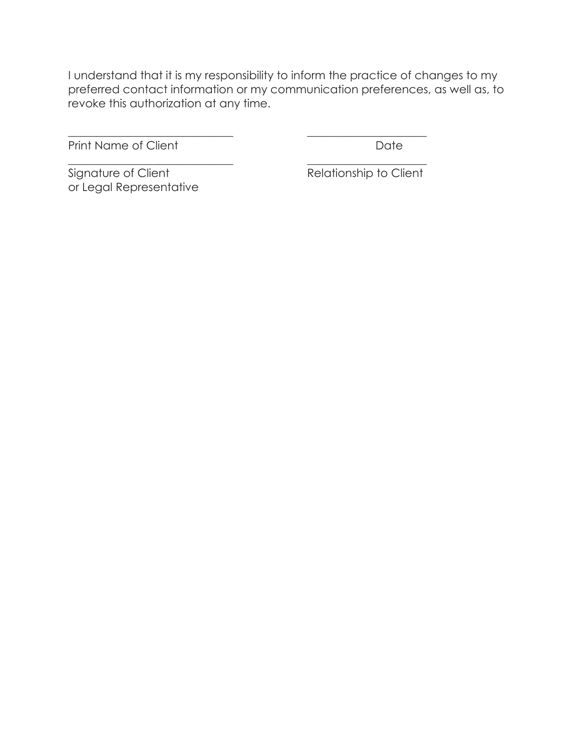I understand that it is my responsibility to inform the practice of changes to my preferred contact information or my communication preferences, as well as, to revoke this authorization at any time.

| | |
|---|---|
| ______________________________ | ______________________ |
| Print Name of Client | Date |
| ______________________________ | ______________________ |
| Signature of Client or Legal Representative | Relationship to Client |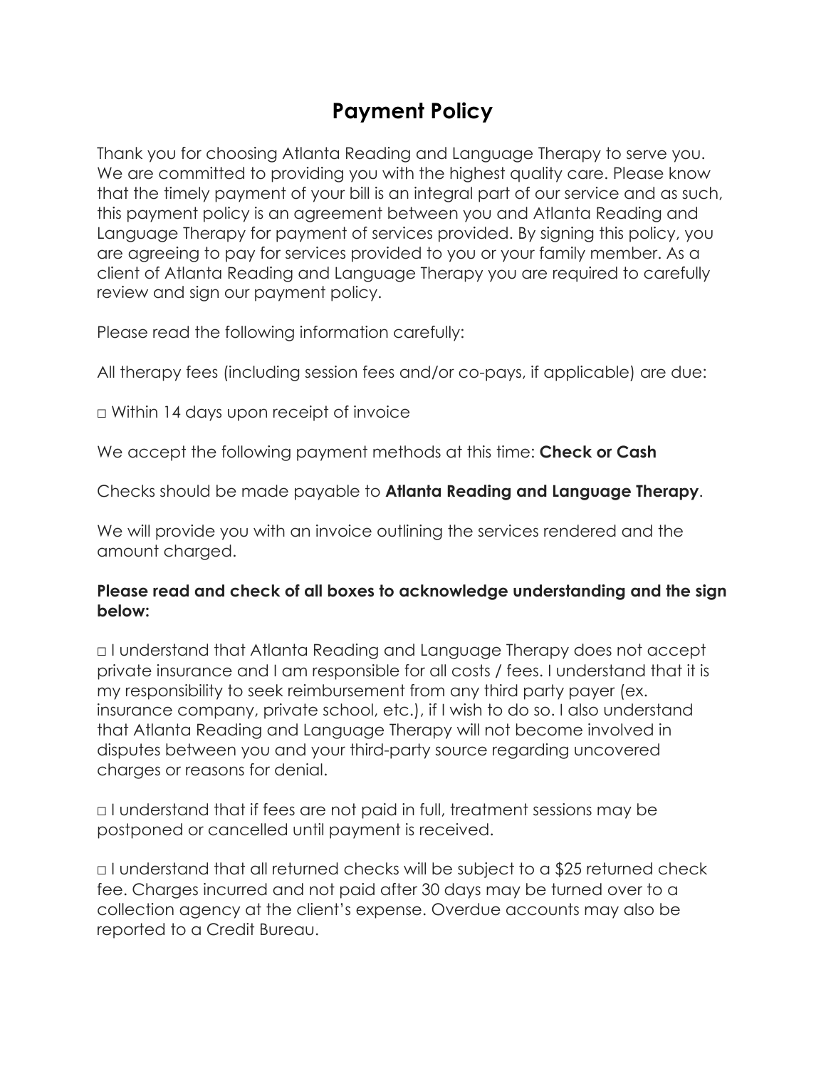# Payment Policy

Thank you for choosing Atlanta Reading and Language Therapy to serve you. We are committed to providing you with the highest quality care. Please know that the timely payment of your bill is an integral part of our service and as such, this payment policy is an agreement between you and Atlanta Reading and Language Therapy for payment of services provided. By signing this policy, you are agreeing to pay for services provided to you or your family member. As a client of Atlanta Reading and Language Therapy you are required to carefully review and sign our payment policy.

Please read the following information carefully:

All therapy fees (including session fees and/or co-pays, if applicable) are due:

□ Within 14 days upon receipt of invoice

We accept the following payment methods at this time: **Check or Cash**

Checks should be made payable to **Atlanta Reading and Language Therapy**.

We will provide you with an invoice outlining the services rendered and the amount charged.

**Please read and check of all boxes to acknowledge understanding and the sign below:**

□ I understand that Atlanta Reading and Language Therapy does not accept private insurance and I am responsible for all costs / fees. I understand that it is my responsibility to seek reimbursement from any third party payer (ex. insurance company, private school, etc.), if I wish to do so. I also understand that Atlanta Reading and Language Therapy will not become involved in disputes between you and your third-party source regarding uncovered charges or reasons for denial.

□ I understand that if fees are not paid in full, treatment sessions may be postponed or cancelled until payment is received.

□ I understand that all returned checks will be subject to a $25 returned check fee. Charges incurred and not paid after 30 days may be turned over to a collection agency at the client's expense. Overdue accounts may also be reported to a Credit Bureau.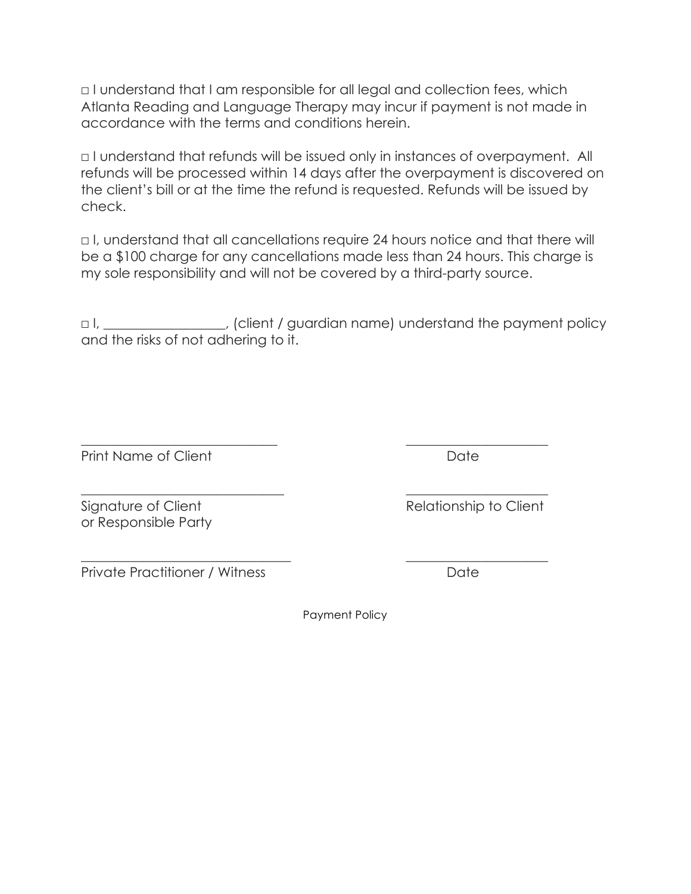□ I understand that I am responsible for all legal and collection fees, which Atlanta Reading and Language Therapy may incur if payment is not made in accordance with the terms and conditions herein.

□ I understand that refunds will be issued only in instances of overpayment.  All refunds will be processed within 14 days after the overpayment is discovered on the client's bill or at the time the refund is requested. Refunds will be issued by check.

□ I, understand that all cancellations require 24 hours notice and that there will be a $100 charge for any cancellations made less than 24 hours. This charge is my sole responsibility and will not be covered by a third-party source.

□ I, __________________, (client / guardian name) understand the payment policy and the risks of not adhering to it.

______________________________ ______________________
Print Name of Client Date

______________________________ ______________________
Signature of Client or Responsible Party Relationship to Client

______________________________ ______________________
Private Practitioner / Witness Date

Payment Policy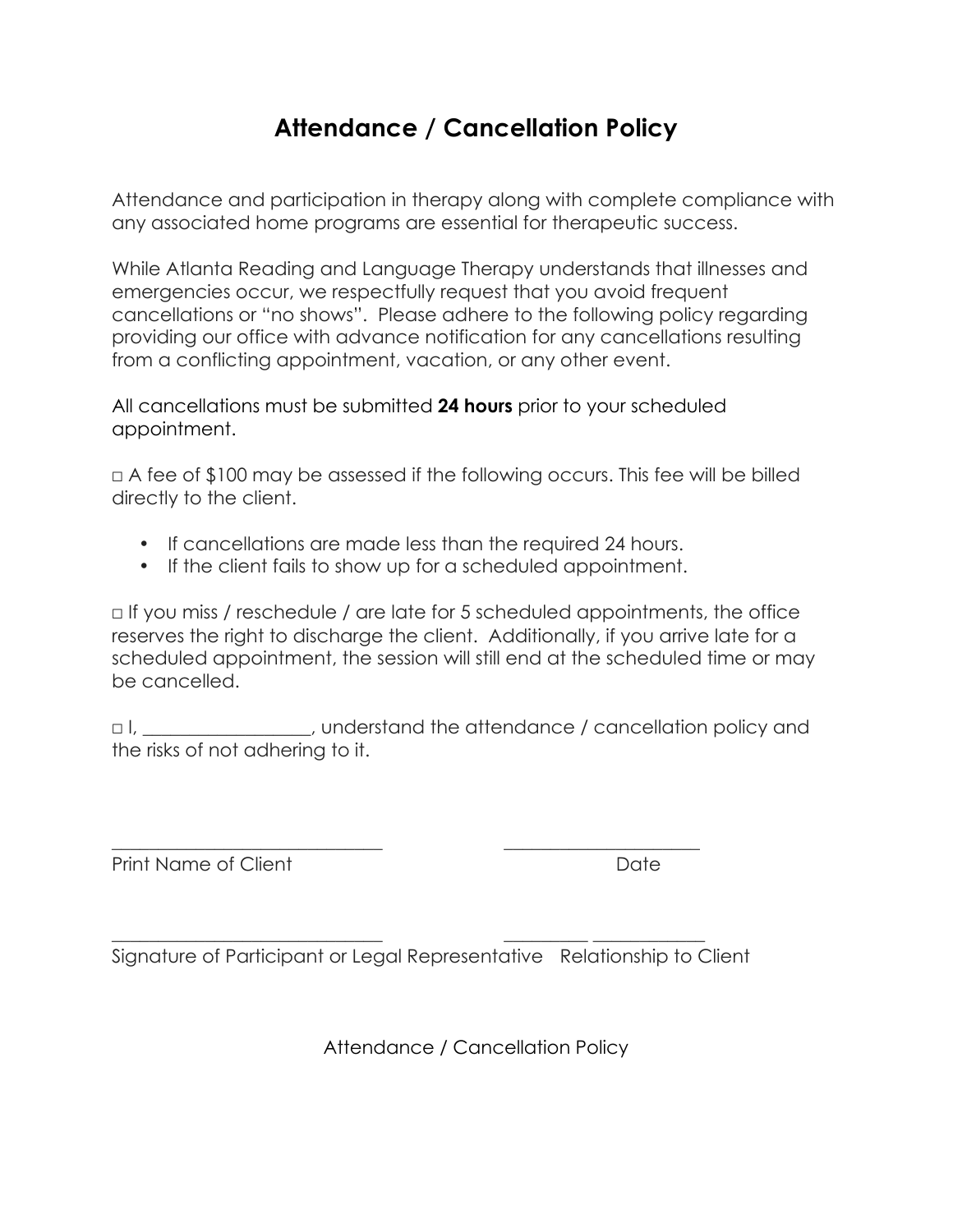# Attendance / Cancellation Policy

Attendance and participation in therapy along with complete compliance with any associated home programs are essential for therapeutic success.

While Atlanta Reading and Language Therapy understands that illnesses and emergencies occur, we respectfully request that you avoid frequent cancellations or "no shows". Please adhere to the following policy regarding providing our office with advance notification for any cancellations resulting from a conflicting appointment, vacation, or any other event.

All cancellations must be submitted **24 hours** prior to your scheduled appointment.

□ A fee of $100 may be assessed if the following occurs. This fee will be billed directly to the client.

- If cancellations are made less than the required 24 hours.
- If the client fails to show up for a scheduled appointment.

□ If you miss / reschedule / are late for 5 scheduled appointments, the office reserves the right to discharge the client. Additionally, if you arrive late for a scheduled appointment, the session will still end at the scheduled time or may be cancelled.

□ I, __________________, understand the attendance / cancellation policy and the risks of not adhering to it.

_____________________________ _____________________

Print Name of Client Date

_____________________________ _________ ___________

Signature of Participant or Legal Representative Relationship to Client

Attendance / Cancellation Policy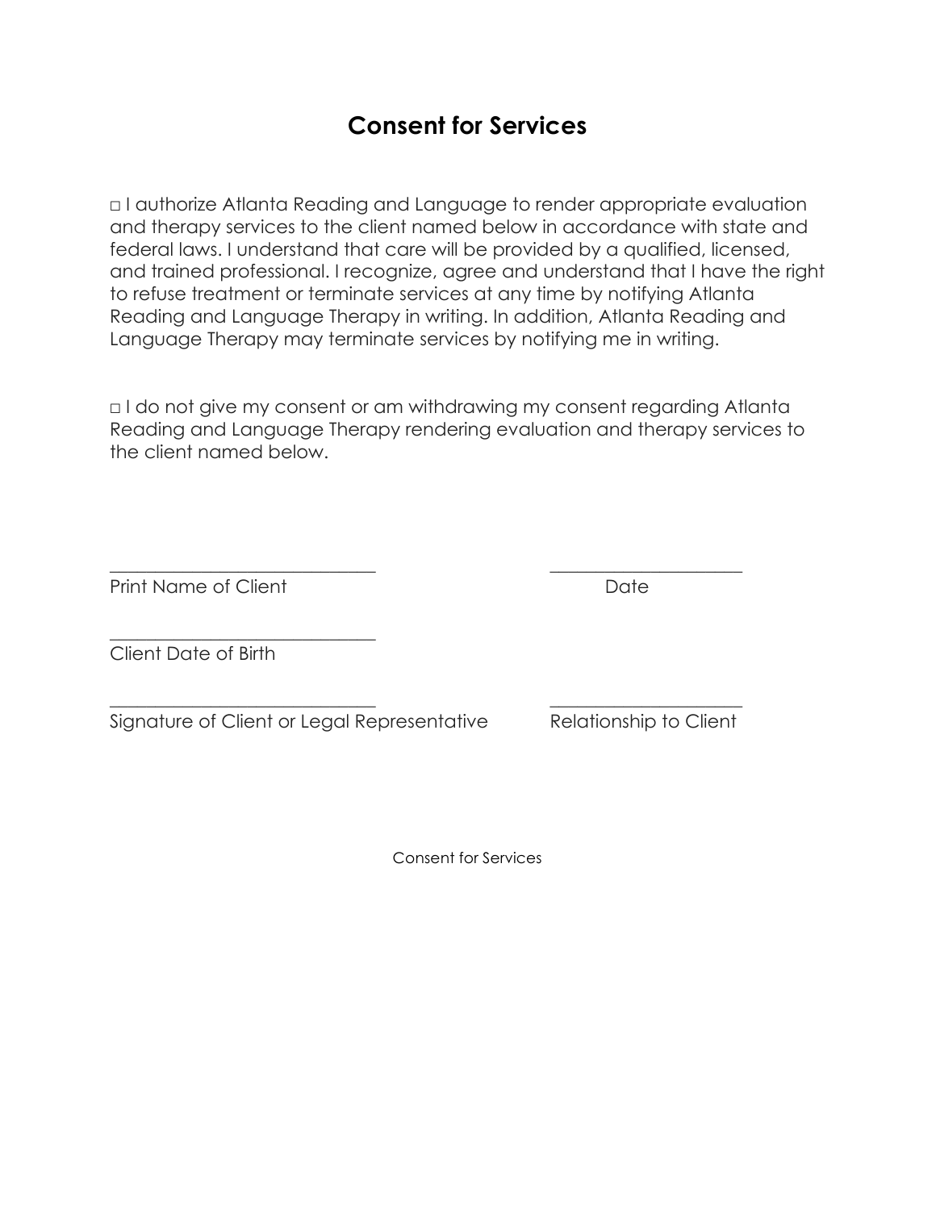# Consent for Services

□ I authorize Atlanta Reading and Language to render appropriate evaluation and therapy services to the client named below in accordance with state and federal laws. I understand that care will be provided by a qualified, licensed, and trained professional. I recognize, agree and understand that I have the right to refuse treatment or terminate services at any time by notifying Atlanta Reading and Language Therapy in writing. In addition, Atlanta Reading and Language Therapy may terminate services by notifying me in writing.

□ I do not give my consent or am withdrawing my consent regarding Atlanta Reading and Language Therapy rendering evaluation and therapy services to the client named below.

______________________________ ______________________

Print Name of Client Date

______________________________

Client Date of Birth

______________________________ ______________________

Signature of Client or Legal Representative Relationship to Client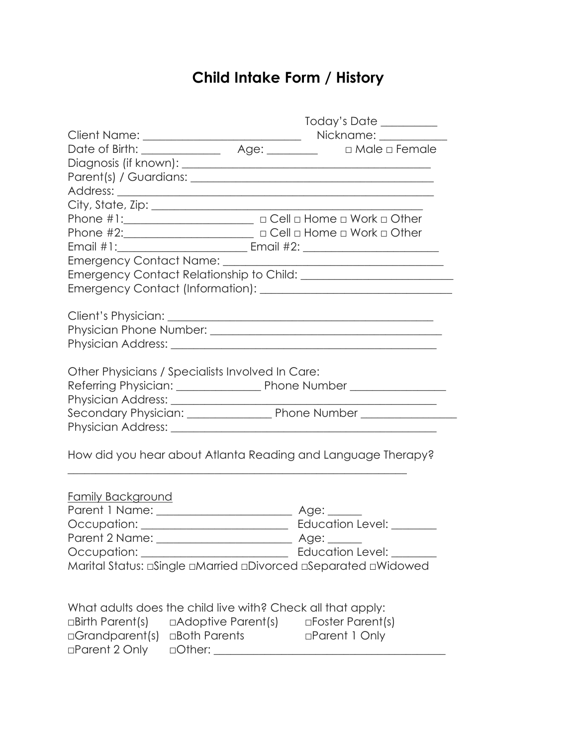# Child Intake Form / History

Today's Date __________

Client Name: ____________________________ Nickname: ____________

Date of Birth: ______________ Age: _________ □ Male □ Female

Diagnosis (if known): ____________________________________________

Parent(s) / Guardians: ____________________________________________

Address: ______________________________________________________

City, State, Zip: ________________________________________________

Phone #1:______________________ □ Cell □ Home □ Work □ Other

Phone #2:______________________ □ Cell □ Home □ Work □ Other

Email #1:______________________ Email #2: ________________________

Emergency Contact Name: _______________________________________

Emergency Contact Relationship to Child: ___________________________

Emergency Contact (Information): _________________________________

Client's Physician: ________________________________________________

Physician Phone Number: ___________________________________________

Physician Address: ________________________________________________

Other Physicians / Specialists Involved In Care:

Referring Physician: _______________ Phone Number _________________

Physician Address: ________________________________________________

Secondary Physician: _______________ Phone Number _________________

Physician Address: ________________________________________________

How did you hear about Atlanta Reading and Language Therapy?

_______________________________________________________________

<u>Family Background</u>

Parent 1 Name: ________________________ Age: ______

Occupation: __________________________ Education Level: ________

Parent 2 Name: ________________________ Age: ______

Occupation: __________________________ Education Level: ________

Marital Status: □Single □Married □Divorced □Separated □Widowed

What adults does the child live with? Check all that apply:

□Birth Parent(s) □Adoptive Parent(s) □Foster Parent(s)

□Grandparent(s) □Both Parents □Parent 1 Only

□Parent 2 Only □Other: __________________________________________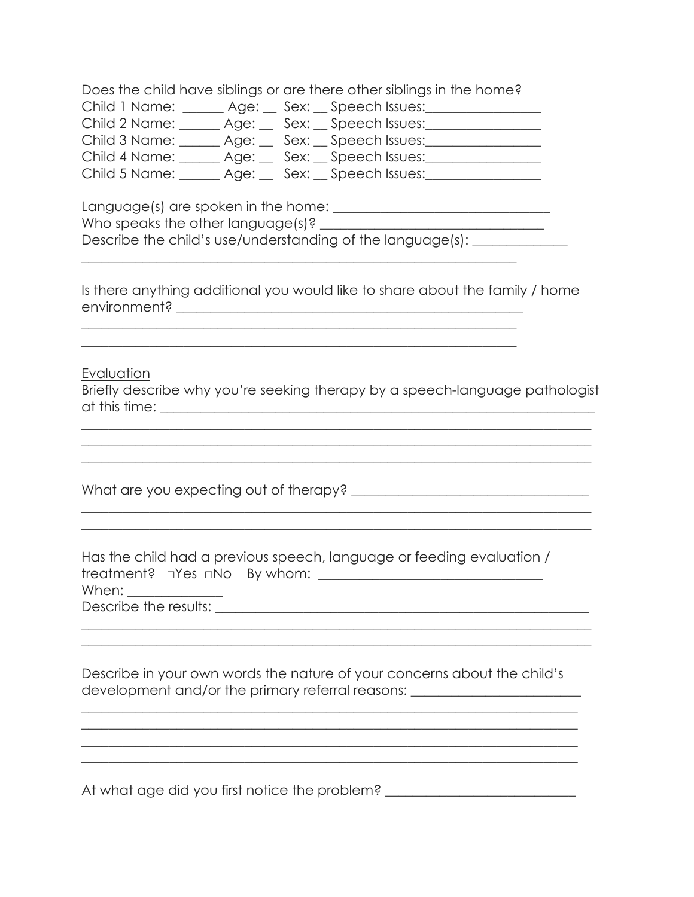Does the child have siblings or are there other siblings in the home?
Child 1 Name: ______ Age: __ Sex: __ Speech Issues:________________
Child 2 Name: ______ Age: __ Sex: __ Speech Issues:________________
Child 3 Name: ______ Age: __ Sex: __ Speech Issues:________________
Child 4 Name: ______ Age: __ Sex: __ Speech Issues:________________
Child 5 Name: ______ Age: __ Sex: __ Speech Issues:________________

Language(s) are spoken in the home: ______________________________
Who speaks the other language(s)? ________________________________
Describe the child's use/understanding of the language(s): _____________
_______________________________________________________________

Is there anything additional you would like to share about the family / home environment? ___________________________________________________
_______________________________________________________________
_______________________________________________________________

Evaluation

Briefly describe why you're seeking therapy by a speech-language pathologist at this time: _________________________________________________________
______________________________________________________________________
______________________________________________________________________
______________________________________________________________________

What are you expecting out of therapy? __________________________________
______________________________________________________________________
______________________________________________________________________

Has the child had a previous speech, language or feeding evaluation / treatment? □Yes □No By whom: ________________________________
When: _____________
Describe the results: ________________________________________________________
______________________________________________________________________
______________________________________________________________________

Describe in your own words the nature of your concerns about the child's development and/or the primary referral reasons: _______________________
______________________________________________________________________
______________________________________________________________________
______________________________________________________________________
______________________________________________________________________

At what age did you first notice the problem? ___________________________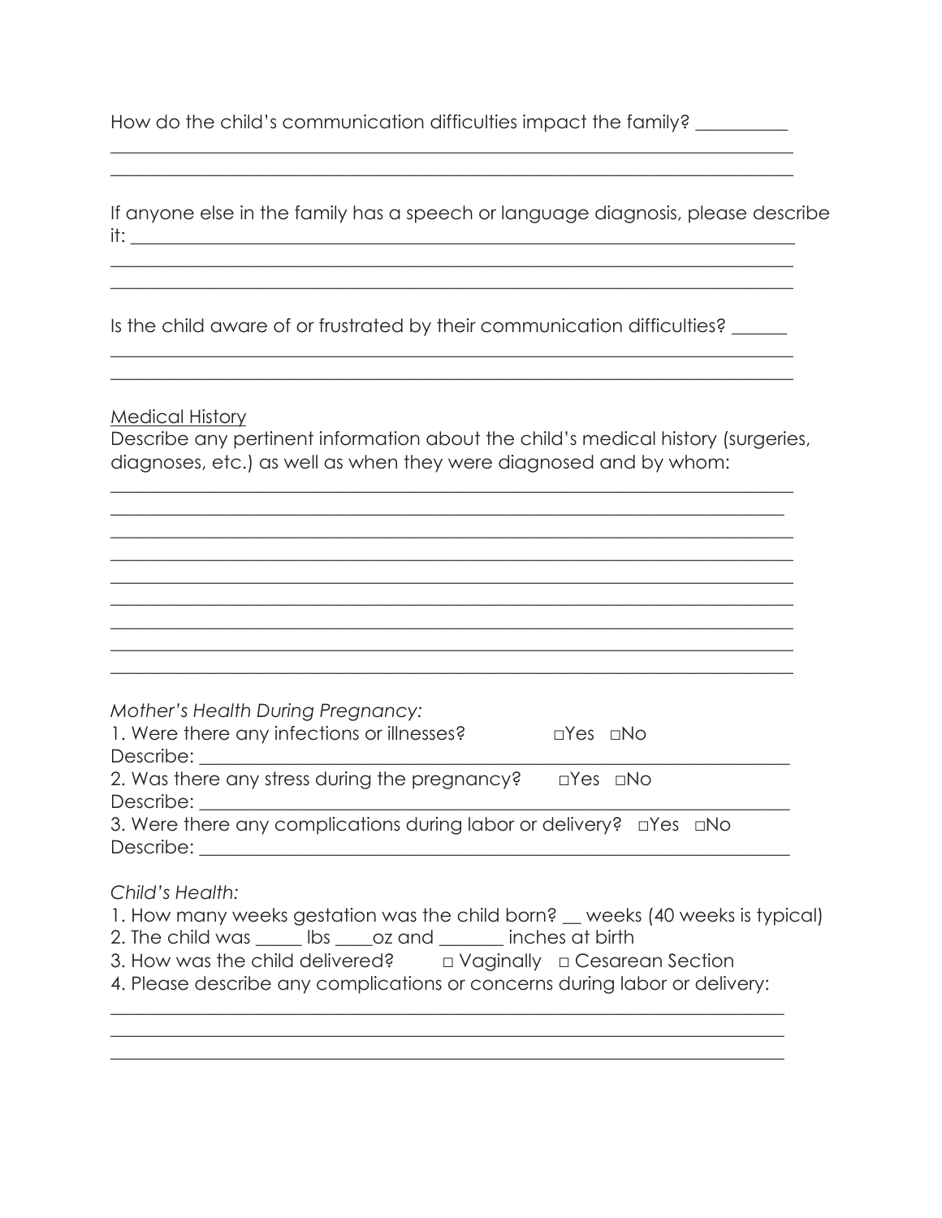How do the child's communication difficulties impact the family? __________
___________________________________________________________________________
___________________________________________________________________________

If anyone else in the family has a speech or language diagnosis, please describe it: _________________________________________________________________________
___________________________________________________________________________
___________________________________________________________________________

Is the child aware of or frustrated by their communication difficulties? ______
___________________________________________________________________________
___________________________________________________________________________

Medical History

Describe any pertinent information about the child's medical history (surgeries, diagnoses, etc.) as well as when they were diagnosed and by whom:

___________________________________________________________________________
___________________________________________________________________________
___________________________________________________________________________
___________________________________________________________________________
___________________________________________________________________________
___________________________________________________________________________
___________________________________________________________________________
___________________________________________________________________________
___________________________________________________________________________

*Mother's Health During Pregnancy:*

1. Were there any infections or illnesses? □Yes □No
Describe: _________________________________________________________________
2. Was there any stress during the pregnancy? □Yes □No
Describe: _________________________________________________________________
3. Were there any complications during labor or delivery? □Yes □No
Describe: _________________________________________________________________

*Child's Health:*

1. How many weeks gestation was the child born? __ weeks (40 weeks is typical)
2. The child was _____ lbs ____oz and _______ inches at birth
3. How was the child delivered? □ Vaginally □ Cesarean Section
4. Please describe any complications or concerns during labor or delivery:

___________________________________________________________________________
___________________________________________________________________________
___________________________________________________________________________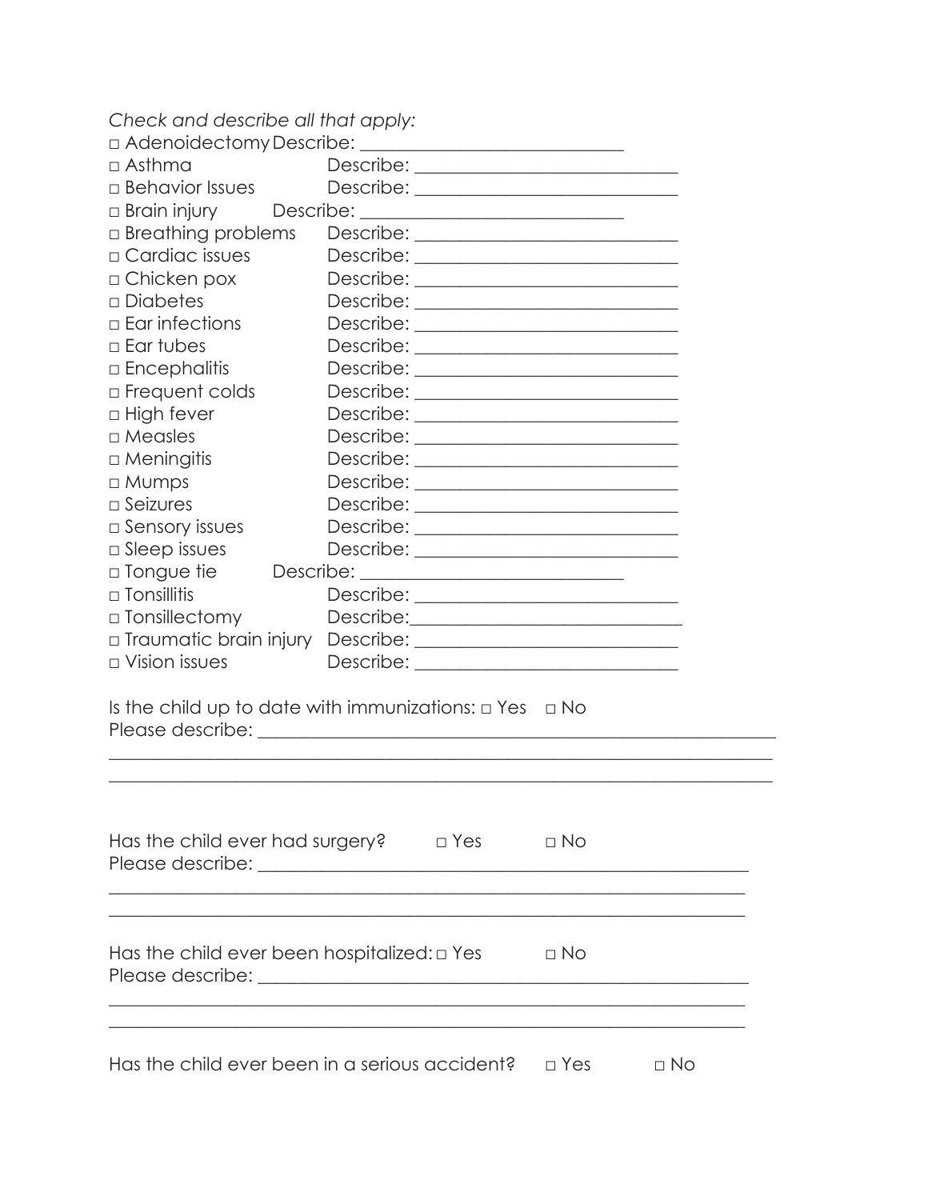*Check and describe all that apply:*

□ Adenoidectomy Describe: ___________________________

□ Asthma Describe: ___________________________

□ Behavior Issues Describe: ___________________________

□ Brain injury Describe: ___________________________

□ Breathing problems Describe: ___________________________

□ Cardiac issues Describe: ___________________________

□ Chicken pox Describe: ___________________________

□ Diabetes Describe: ___________________________

□ Ear infections Describe: ___________________________

□ Ear tubes Describe: ___________________________

□ Encephalitis Describe: ___________________________

□ Frequent colds Describe: ___________________________

□ High fever Describe: ___________________________

□ Measles Describe: ___________________________

□ Meningitis Describe: ___________________________

□ Mumps Describe: ___________________________

□ Seizures Describe: ___________________________

□ Sensory issues Describe: ___________________________

□ Sleep issues Describe: ___________________________

□ Tongue tie Describe: ___________________________

□ Tonsillitis Describe: ___________________________

□ Tonsillectomy Describe:___________________________

□ Traumatic brain injury Describe: ___________________________

□ Vision issues Describe: ___________________________

Is the child up to date with immunizations: □ Yes □ No

Please describe: ___________________________________________________

_________________________________________________________________

_________________________________________________________________

Has the child ever had surgery? □ Yes □ No

Please describe: ___________________________________________________

_________________________________________________________________

_________________________________________________________________

Has the child ever been hospitalized: □ Yes □ No

Please describe: ___________________________________________________

_________________________________________________________________

_________________________________________________________________

Has the child ever been in a serious accident? □ Yes □ No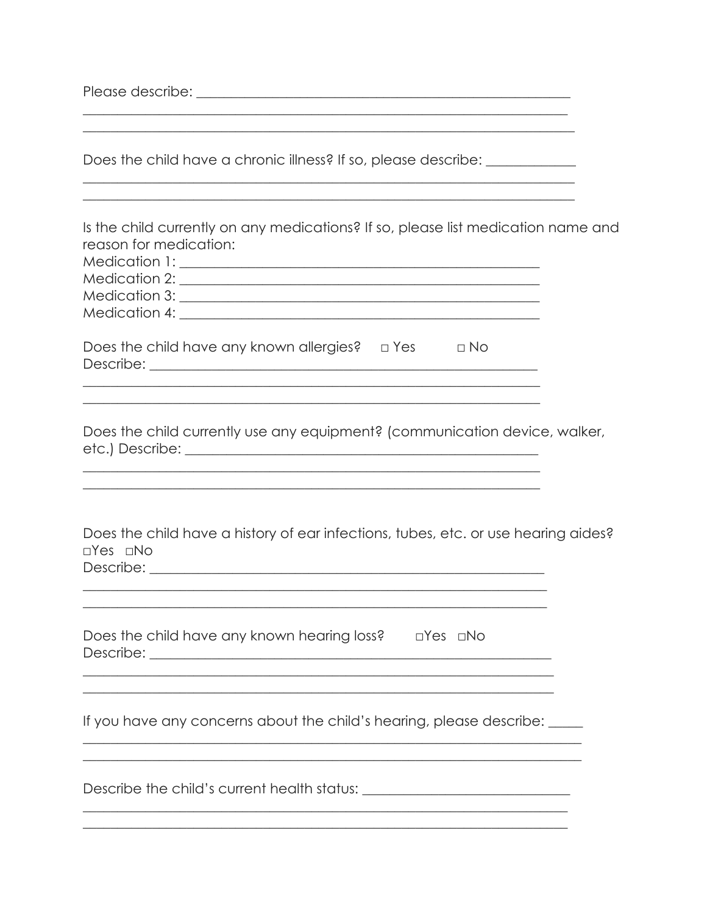Please describe: ___________________________________________________________

_____________________________________________________________________________

_____________________________________________________________________________

Does the child have a chronic illness? If so, please describe: _____________

_____________________________________________________________________________

_____________________________________________________________________________

Is the child currently on any medications? If so, please list medication name and reason for medication:

Medication 1: ______________________________________________________

Medication 2: ______________________________________________________

Medication 3: ______________________________________________________

Medication 4: ______________________________________________________

Does the child have any known allergies? □ Yes □ No

Describe: __________________________________________________________

_____________________________________________________________________________

_____________________________________________________________________________

Does the child currently use any equipment? (communication device, walker, etc.) Describe: ___________________________________________________

_____________________________________________________________________________

_____________________________________________________________________________

Does the child have a history of ear infections, tubes, etc. or use hearing aides?

□Yes □No

Describe: __________________________________________________________

_____________________________________________________________________________

_____________________________________________________________________________

Does the child have any known hearing loss? □Yes □No

Describe: __________________________________________________________

_____________________________________________________________________________

_____________________________________________________________________________

If you have any concerns about the child's hearing, please describe: _____

_____________________________________________________________________________

_____________________________________________________________________________

Describe the child's current health status: ______________________________

_____________________________________________________________________________

_____________________________________________________________________________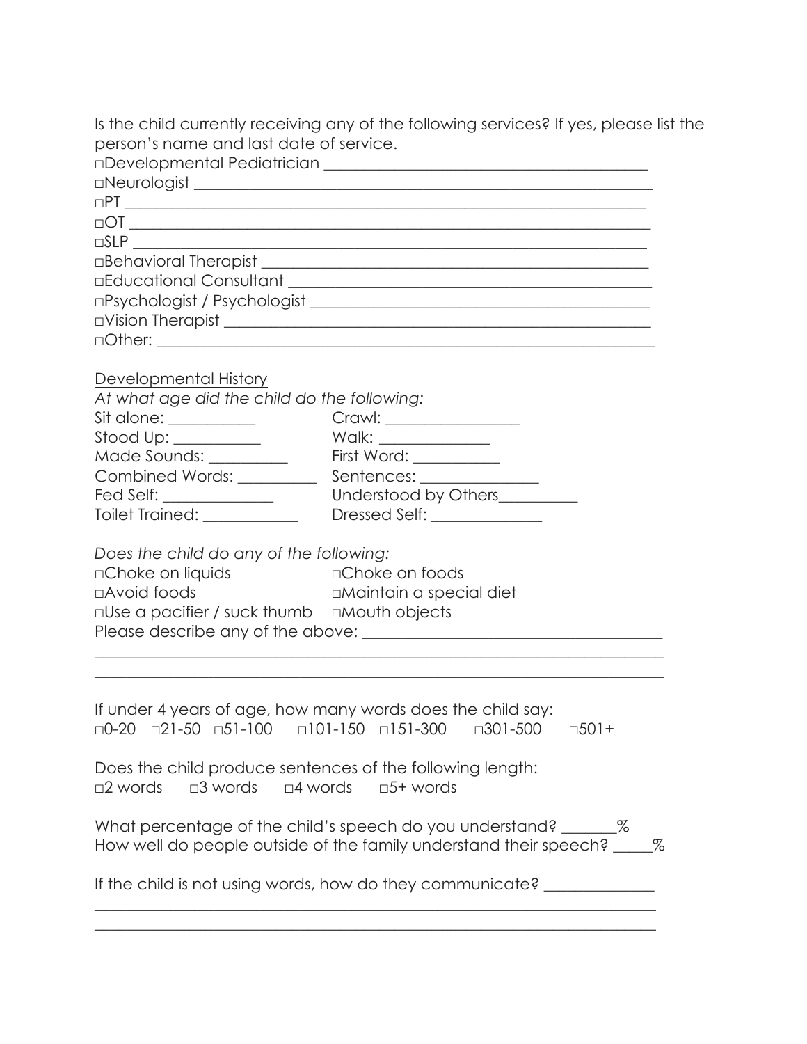Is the child currently receiving any of the following services? If yes, please list the person's name and last date of service.

□Developmental Pediatrician ________________________________________
□Neurologist ________________________________________________________
□PT ______________________________________________________________
□OT ______________________________________________________________
□SLP _____________________________________________________________
□Behavioral Therapist ______________________________________________
□Educational Consultant ____________________________________________
□Psychologist / Psychologist _________________________________________
□Vision Therapist ___________________________________________________
□Other: ____________________________________________________________

Developmental History

*At what age did the child do the following:*

Sit alone: ___________ Crawl: _________________
Stood Up: ___________ Walk: ______________
Made Sounds: __________ First Word: ___________
Combined Words: __________ Sentences: _______________
Fed Self: ______________ Understood by Others__________
Toilet Trained: ____________ Dressed Self: ______________

*Does the child do any of the following:*

□Choke on liquids □Choke on foods
□Avoid foods □Maintain a special diet
□Use a pacifier / suck thumb □Mouth objects

Please describe any of the above: _____________________________________
___________________________________________________________________________
___________________________________________________________________________

If under 4 years of age, how many words does the child say:
□0-20 □21-50 □51-100 □101-150 □151-300 □301-500 □501+

Does the child produce sentences of the following length:
□2 words □3 words □4 words □5+ words

What percentage of the child's speech do you understand? _______%
How well do people outside of the family understand their speech? _____%

If the child is not using words, how do they communicate? _____________
___________________________________________________________________________
___________________________________________________________________________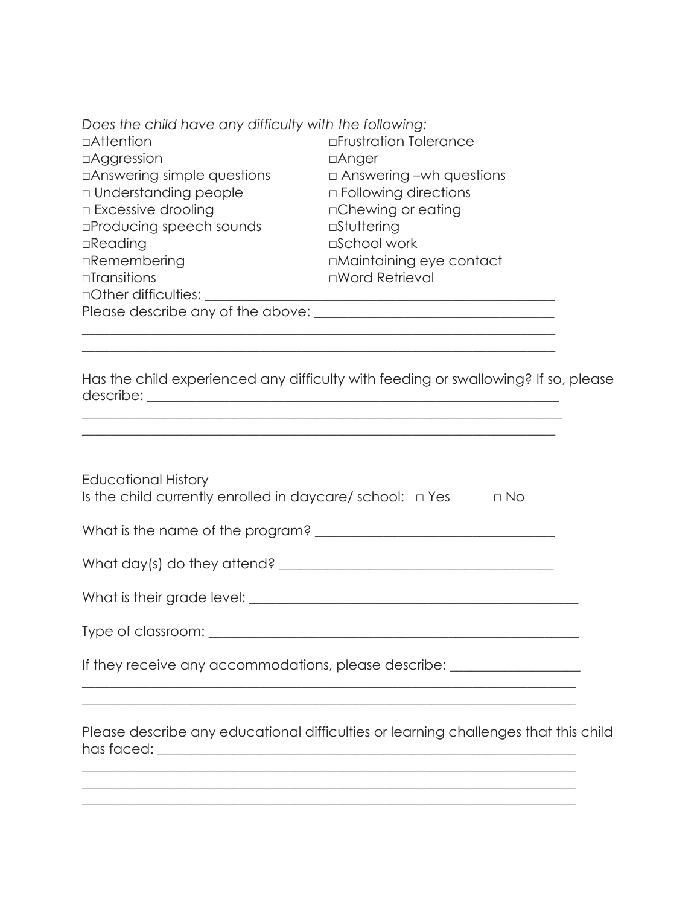*Does the child have any difficulty with the following:*

| | |
|---|---|
| □Attention | □Frustration Tolerance |
| □Aggression | □Anger |
| □Answering simple questions | □ Answering –wh questions |
| □ Understanding people | □ Following directions |
| □ Excessive drooling | □Chewing or eating |
| □Producing speech sounds | □Stuttering |
| □Reading | □School work |
| □Remembering | □Maintaining eye contact |
| □Transitions | □Word Retrieval |

□Other difficulties: ____________________________________________________

Please describe any of the above: ___________________________________

_____________________________________________________________________

_____________________________________________________________________

Has the child experienced any difficulty with feeding or swallowing? If so, please describe: _______________________________________________________________

_____________________________________________________________________

_____________________________________________________________________

Educational History

Is the child currently enrolled in daycare/ school: □ Yes □ No

What is the name of the program? ___________________________________

What day(s) do they attend? _______________________________________

What is their grade level: __________________________________________________

Type of classroom: _______________________________________________________

If they receive any accommodations, please describe: ___________________

_____________________________________________________________________

_____________________________________________________________________

Please describe any educational difficulties or learning challenges that this child has faced: _______________________________________________________________

_____________________________________________________________________

_____________________________________________________________________

_____________________________________________________________________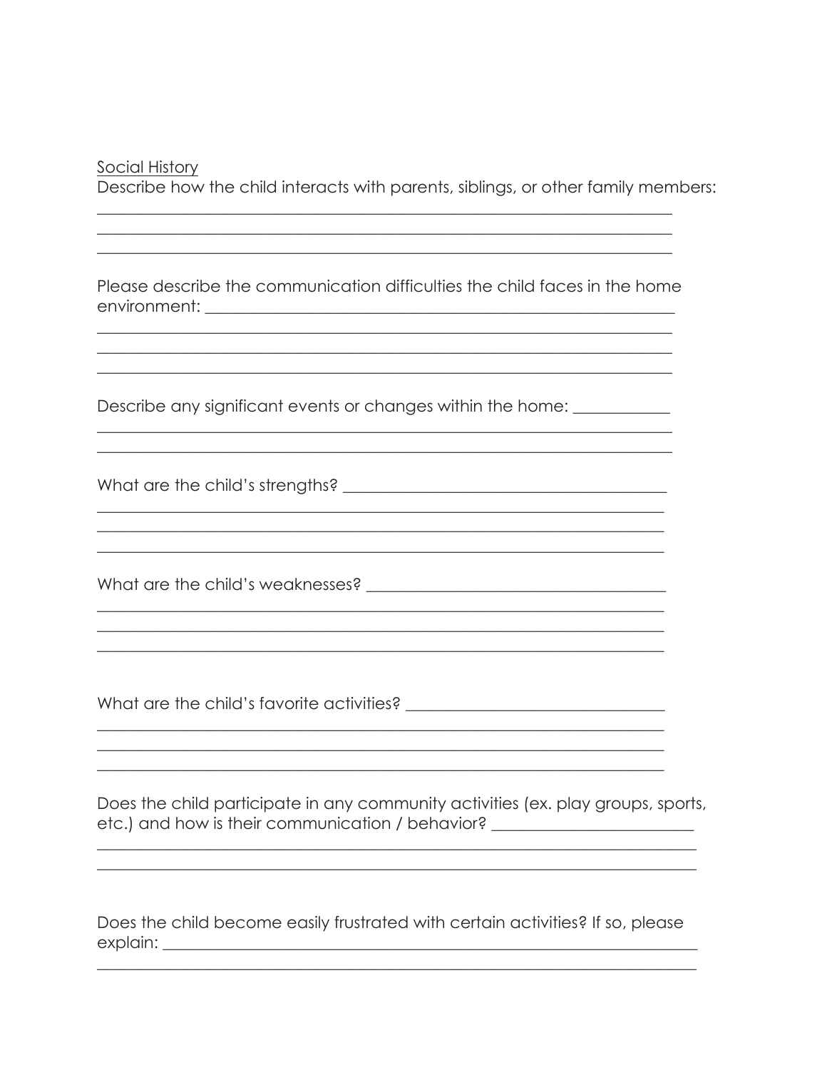<u>Social History</u>

Describe how the child interacts with parents, siblings, or other family members:

______________________________________________________________________

______________________________________________________________________

______________________________________________________________________

Please describe the communication difficulties the child faces in the home environment: ____________________________________________________________

______________________________________________________________________

______________________________________________________________________

______________________________________________________________________

Describe any significant events or changes within the home: ___________

______________________________________________________________________

______________________________________________________________________

What are the child's strengths? ________________________________________

______________________________________________________________________

______________________________________________________________________

______________________________________________________________________

What are the child's weaknesses? ____________________________________

______________________________________________________________________

______________________________________________________________________

______________________________________________________________________

What are the child's favorite activities? _______________________________

______________________________________________________________________

______________________________________________________________________

______________________________________________________________________

Does the child participate in any community activities (ex. play groups, sports, etc.) and how is their communication / behavior? ________________________

______________________________________________________________________

______________________________________________________________________

Does the child become easily frustrated with certain activities? If so, please explain: ____________________________________________________________________

______________________________________________________________________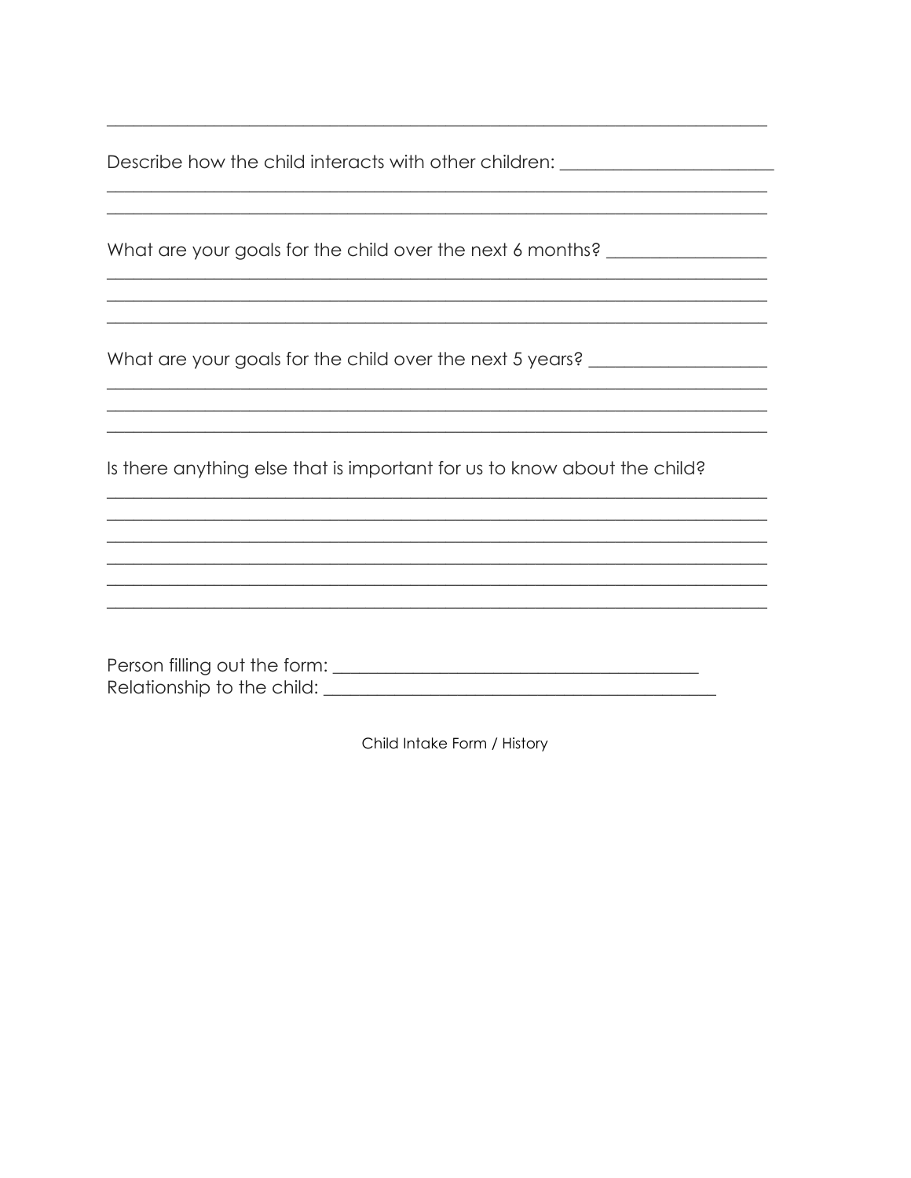______________________________________________________________________

Describe how the child interacts with other children: ______________________
______________________________________________________________________
______________________________________________________________________

What are your goals for the child over the next 6 months? ________________
______________________________________________________________________
______________________________________________________________________
______________________________________________________________________

What are your goals for the child over the next 5 years? __________________
______________________________________________________________________
______________________________________________________________________
______________________________________________________________________

Is there anything else that is important for us to know about the child?
______________________________________________________________________
______________________________________________________________________
______________________________________________________________________
______________________________________________________________________
______________________________________________________________________
______________________________________________________________________

Person filling out the form: ______________________________________
Relationship to the child: _________________________________________

Child Intake Form / History